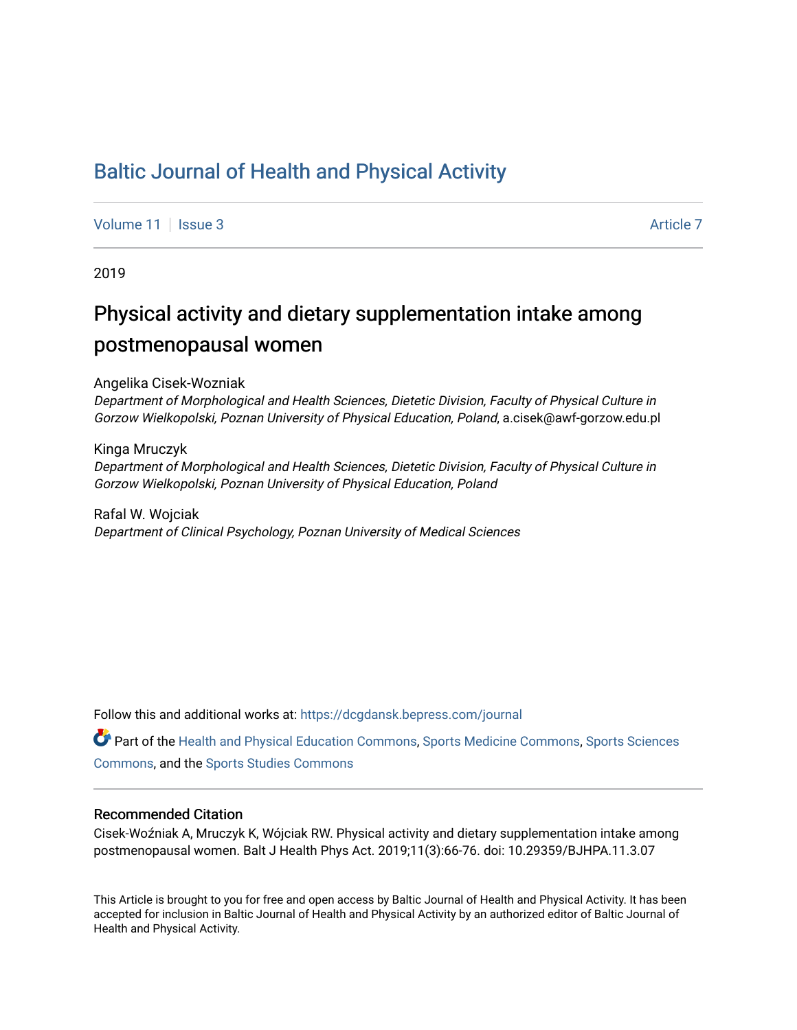# Baltic Journal of Health and Physical Activity

Volume 11 | Issue 3 | Article 7

2019

## Physical activity and dietary supplementation intake among postmenopausal women

Angelika Cisek-Wozniak
*Department of Morphological and Health Sciences, Dietetic Division, Faculty of Physical Culture in Gorzow Wielkopolski, Poznan University of Physical Education, Poland*, a.cisek@awf-gorzow.edu.pl

Kinga Mruczyk
*Department of Morphological and Health Sciences, Dietetic Division, Faculty of Physical Culture in Gorzow Wielkopolski, Poznan University of Physical Education, Poland*

Rafal W. Wojciak
*Department of Clinical Psychology, Poznan University of Medical Sciences*

Follow this and additional works at: https://dcgdansk.bepress.com/journal

Part of the Health and Physical Education Commons, Sports Medicine Commons, Sports Sciences Commons, and the Sports Studies Commons

### Recommended Citation

Cisek-Woźniak A, Mruczyk K, Wójciak RW. Physical activity and dietary supplementation intake among postmenopausal women. Balt J Health Phys Act. 2019;11(3):66-76. doi: 10.29359/BJHPA.11.3.07

This Article is brought to you for free and open access by Baltic Journal of Health and Physical Activity. It has been accepted for inclusion in Baltic Journal of Health and Physical Activity by an authorized editor of Baltic Journal of Health and Physical Activity.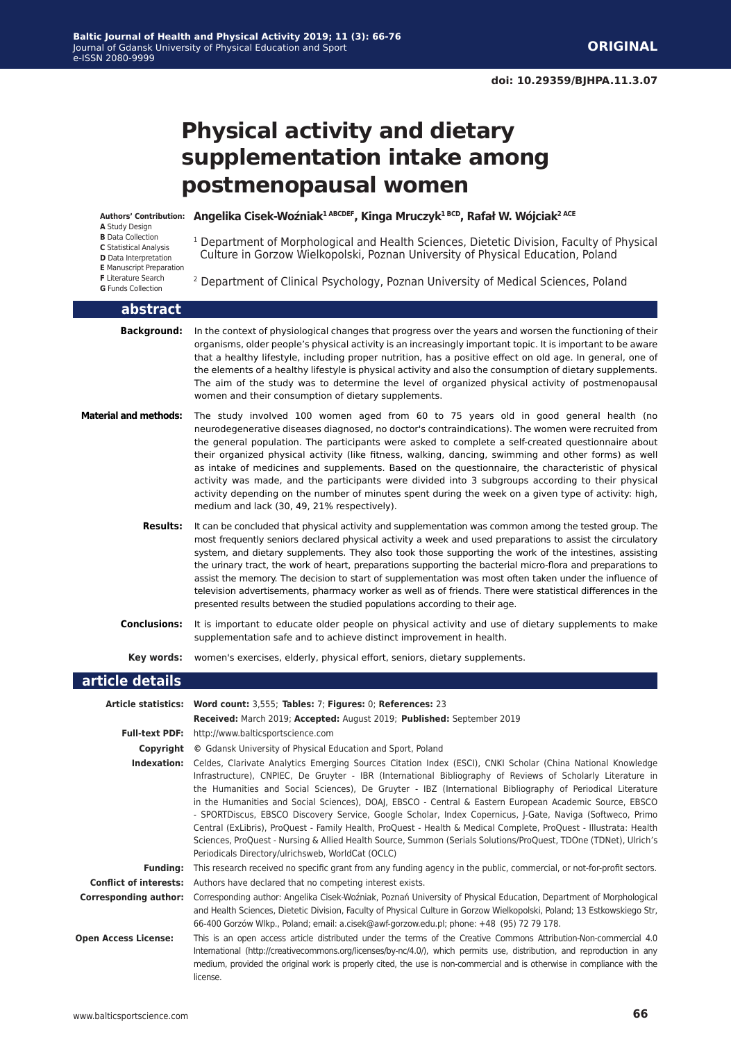**ORIGINAL**

doi: 10.29359/BJHPA.11.3.07

# Physical activity and dietary supplementation intake among postmenopausal women

**Authors' Contribution:**
**A** Study Design
**B** Data Collection
**C** Statistical Analysis
**D** Data Interpretation
**E** Manuscript Preparation
**F** Literature Search
**G** Funds Collection

**Angelika Cisek-Woźniak[1 ABCDEF], Kinga Mruczyk[1 BCD], Rafał W. Wójciak[2 ACE]**

[1] Department of Morphological and Health Sciences, Dietetic Division, Faculty of Physical Culture in Gorzow Wielkopolski, Poznan University of Physical Education, Poland

[2] Department of Clinical Psychology, Poznan University of Medical Sciences, Poland

## abstract

**Background:** In the context of physiological changes that progress over the years and worsen the functioning of their organisms, older people's physical activity is an increasingly important topic. It is important to be aware that a healthy lifestyle, including proper nutrition, has a positive effect on old age. In general, one of the elements of a healthy lifestyle is physical activity and also the consumption of dietary supplements. The aim of the study was to determine the level of organized physical activity of postmenopausal women and their consumption of dietary supplements.

**Material and methods:** The study involved 100 women aged from 60 to 75 years old in good general health (no neurodegenerative diseases diagnosed, no doctor's contraindications). The women were recruited from the general population. The participants were asked to complete a self-created questionnaire about their organized physical activity (like fitness, walking, dancing, swimming and other forms) as well as intake of medicines and supplements. Based on the questionnaire, the characteristic of physical activity was made, and the participants were divided into 3 subgroups according to their physical activity depending on the number of minutes spent during the week on a given type of activity: high, medium and lack (30, 49, 21% respectively).

**Results:** It can be concluded that physical activity and supplementation was common among the tested group. The most frequently seniors declared physical activity a week and used preparations to assist the circulatory system, and dietary supplements. They also took those supporting the work of the intestines, assisting the urinary tract, the work of heart, preparations supporting the bacterial micro-flora and preparations to assist the memory. The decision to start of supplementation was most often taken under the influence of television advertisements, pharmacy worker as well as of friends. There were statistical differences in the presented results between the studied populations according to their age.

**Conclusions:** It is important to educate older people on physical activity and use of dietary supplements to make supplementation safe and to achieve distinct improvement in health.

**Key words:** women's exercises, elderly, physical effort, seniors, dietary supplements.

## article details

**Article statistics:** **Word count:** 3,555; **Tables:** 7; **Figures:** 0; **References:** 23
**Received:** March 2019; **Accepted:** August 2019; **Published:** September 2019

**Full-text PDF:** http://www.balticsportscience.com

**Copyright** © Gdansk University of Physical Education and Sport, Poland

**Indexation:** Celdes, Clarivate Analytics Emerging Sources Citation Index (ESCI), CNKI Scholar (China National Knowledge Infrastructure), CNPIEC, De Gruyter - IBR (International Bibliography of Reviews of Scholarly Literature in the Humanities and Social Sciences), De Gruyter - IBZ (International Bibliography of Periodical Literature in the Humanities and Social Sciences), DOAJ, EBSCO - Central & Eastern European Academic Source, EBSCO - SPORTDiscus, EBSCO Discovery Service, Google Scholar, Index Copernicus, J-Gate, Naviga (Softweco, Primo Central (ExLibris), ProQuest - Family Health, ProQuest - Health & Medical Complete, ProQuest - Illustrata: Health Sciences, ProQuest - Nursing & Allied Health Source, Summon (Serials Solutions/ProQuest, TDOne (TDNet), Ulrich's Periodicals Directory/ulrichsweb, WorldCat (OCLC)

**Funding:** This research received no specific grant from any funding agency in the public, commercial, or not-for-profit sectors.

**Conflict of interests:** Authors have declared that no competing interest exists.

**Corresponding author:** Corresponding author: Angelika Cisek-Woźniak, Poznań University of Physical Education, Department of Morphological and Health Sciences, Dietetic Division, Faculty of Physical Culture in Gorzow Wielkopolski, Poland; 13 Estkowskiego Str, 66-400 Gorzów Wlkp., Poland; email: a.cisek@awf-gorzow.edu.pl; phone: +48 (95) 72 79 178.

**Open Access License:** This is an open access article distributed under the terms of the Creative Commons Attribution-Non-commercial 4.0 International (http://creativecommons.org/licenses/by-nc/4.0/), which permits use, distribution, and reproduction in any medium, provided the original work is properly cited, the use is non-commercial and is otherwise in compliance with the license.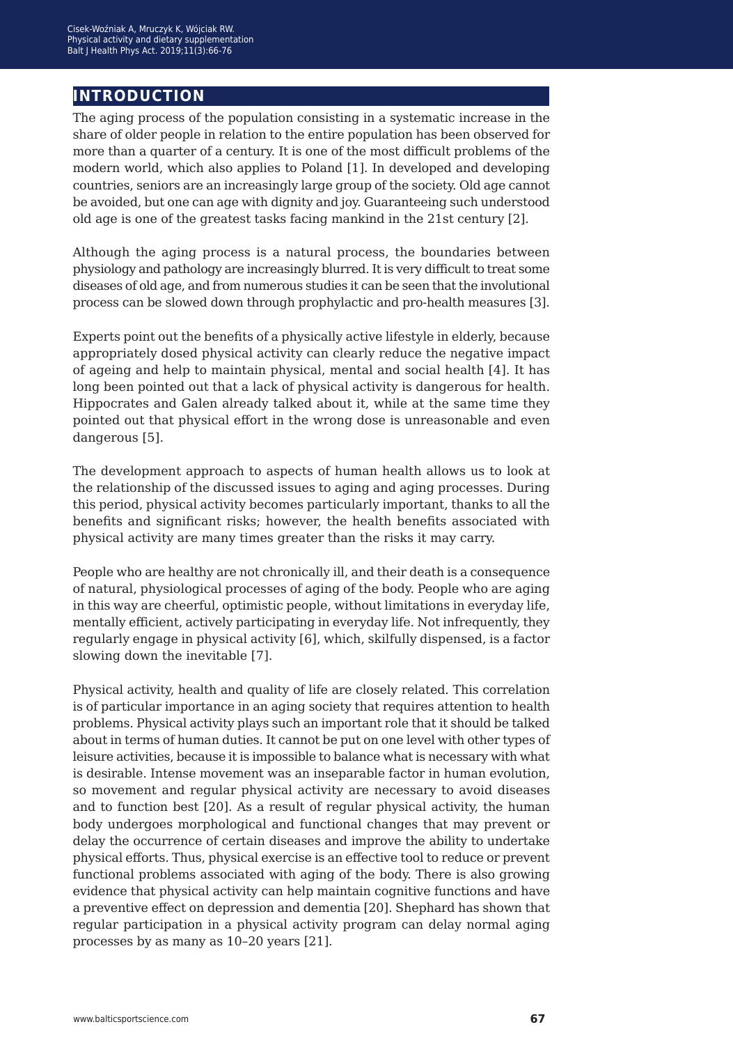## INTRODUCTION

The aging process of the population consisting in a systematic increase in the share of older people in relation to the entire population has been observed for more than a quarter of a century. It is one of the most difficult problems of the modern world, which also applies to Poland [1]. In developed and developing countries, seniors are an increasingly large group of the society. Old age cannot be avoided, but one can age with dignity and joy. Guaranteeing such understood old age is one of the greatest tasks facing mankind in the 21st century [2].

Although the aging process is a natural process, the boundaries between physiology and pathology are increasingly blurred. It is very difficult to treat some diseases of old age, and from numerous studies it can be seen that the involutional process can be slowed down through prophylactic and pro-health measures [3].

Experts point out the benefits of a physically active lifestyle in elderly, because appropriately dosed physical activity can clearly reduce the negative impact of ageing and help to maintain physical, mental and social health [4]. It has long been pointed out that a lack of physical activity is dangerous for health. Hippocrates and Galen already talked about it, while at the same time they pointed out that physical effort in the wrong dose is unreasonable and even dangerous [5].

The development approach to aspects of human health allows us to look at the relationship of the discussed issues to aging and aging processes. During this period, physical activity becomes particularly important, thanks to all the benefits and significant risks; however, the health benefits associated with physical activity are many times greater than the risks it may carry.

People who are healthy are not chronically ill, and their death is a consequence of natural, physiological processes of aging of the body. People who are aging in this way are cheerful, optimistic people, without limitations in everyday life, mentally efficient, actively participating in everyday life. Not infrequently, they regularly engage in physical activity [6], which, skilfully dispensed, is a factor slowing down the inevitable [7].

Physical activity, health and quality of life are closely related. This correlation is of particular importance in an aging society that requires attention to health problems. Physical activity plays such an important role that it should be talked about in terms of human duties. It cannot be put on one level with other types of leisure activities, because it is impossible to balance what is necessary with what is desirable. Intense movement was an inseparable factor in human evolution, so movement and regular physical activity are necessary to avoid diseases and to function best [20]. As a result of regular physical activity, the human body undergoes morphological and functional changes that may prevent or delay the occurrence of certain diseases and improve the ability to undertake physical efforts. Thus, physical exercise is an effective tool to reduce or prevent functional problems associated with aging of the body. There is also growing evidence that physical activity can help maintain cognitive functions and have a preventive effect on depression and dementia [20]. Shephard has shown that regular participation in a physical activity program can delay normal aging processes by as many as 10–20 years [21].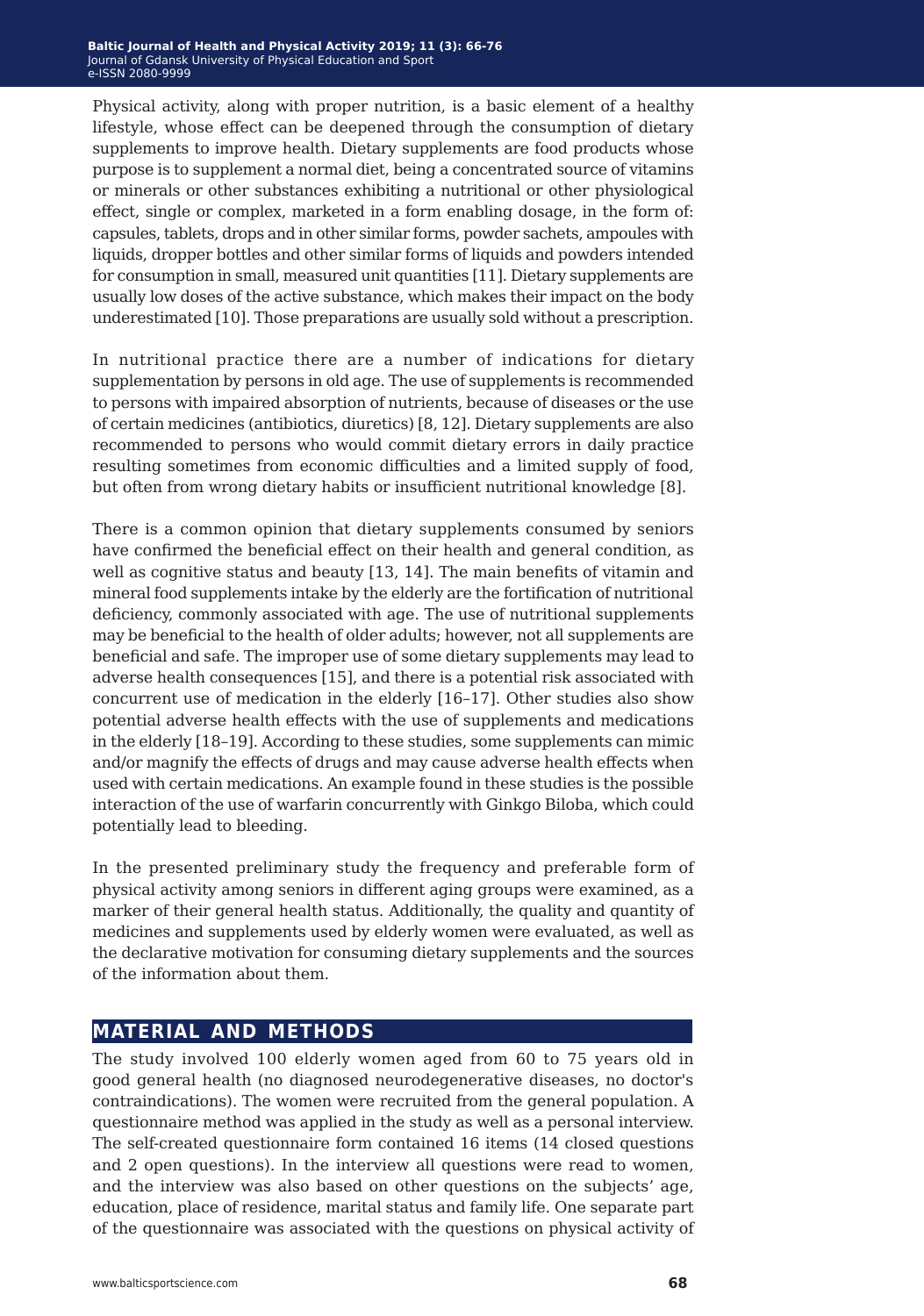Physical activity, along with proper nutrition, is a basic element of a healthy lifestyle, whose effect can be deepened through the consumption of dietary supplements to improve health. Dietary supplements are food products whose purpose is to supplement a normal diet, being a concentrated source of vitamins or minerals or other substances exhibiting a nutritional or other physiological effect, single or complex, marketed in a form enabling dosage, in the form of: capsules, tablets, drops and in other similar forms, powder sachets, ampoules with liquids, dropper bottles and other similar forms of liquids and powders intended for consumption in small, measured unit quantities [11]. Dietary supplements are usually low doses of the active substance, which makes their impact on the body underestimated [10]. Those preparations are usually sold without a prescription.

In nutritional practice there are a number of indications for dietary supplementation by persons in old age. The use of supplements is recommended to persons with impaired absorption of nutrients, because of diseases or the use of certain medicines (antibiotics, diuretics) [8, 12]. Dietary supplements are also recommended to persons who would commit dietary errors in daily practice resulting sometimes from economic difficulties and a limited supply of food, but often from wrong dietary habits or insufficient nutritional knowledge [8].

There is a common opinion that dietary supplements consumed by seniors have confirmed the beneficial effect on their health and general condition, as well as cognitive status and beauty [13, 14]. The main benefits of vitamin and mineral food supplements intake by the elderly are the fortification of nutritional deficiency, commonly associated with age. The use of nutritional supplements may be beneficial to the health of older adults; however, not all supplements are beneficial and safe. The improper use of some dietary supplements may lead to adverse health consequences [15], and there is a potential risk associated with concurrent use of medication in the elderly [16–17]. Other studies also show potential adverse health effects with the use of supplements and medications in the elderly [18–19]. According to these studies, some supplements can mimic and/or magnify the effects of drugs and may cause adverse health effects when used with certain medications. An example found in these studies is the possible interaction of the use of warfarin concurrently with Ginkgo Biloba, which could potentially lead to bleeding.

In the presented preliminary study the frequency and preferable form of physical activity among seniors in different aging groups were examined, as a marker of their general health status. Additionally, the quality and quantity of medicines and supplements used by elderly women were evaluated, as well as the declarative motivation for consuming dietary supplements and the sources of the information about them.

## MATERIAL AND METHODS

The study involved 100 elderly women aged from 60 to 75 years old in good general health (no diagnosed neurodegenerative diseases, no doctor's contraindications). The women were recruited from the general population. A questionnaire method was applied in the study as well as a personal interview. The self-created questionnaire form contained 16 items (14 closed questions and 2 open questions). In the interview all questions were read to women, and the interview was also based on other questions on the subjects' age, education, place of residence, marital status and family life. One separate part of the questionnaire was associated with the questions on physical activity of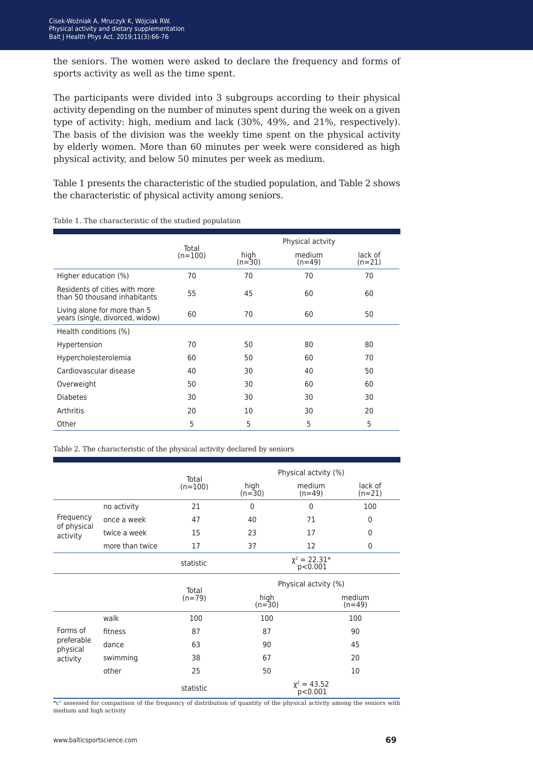the seniors. The women were asked to declare the frequency and forms of sports activity as well as the time spent.

The participants were divided into 3 subgroups according to their physical activity depending on the number of minutes spent during the week on a given type of activity: high, medium and lack (30%, 49%, and 21%, respectively). The basis of the division was the weekly time spent on the physical activity by elderly women. More than 60 minutes per week were considered as high physical activity, and below 50 minutes per week as medium.

Table 1 presents the characteristic of the studied population, and Table 2 shows the characteristic of physical activity among seniors.

Table 1. The characteristic of the studied population

| | Total (n=100) | Physical actvity | | |
|---|---|---|---|---|
| | | high (n=30) | medium (n=49) | lack of (n=21) |
| Higher education (%) | 70 | 70 | 70 | 70 |
| Residents of cities with more than 50 thousand inhabitants | 55 | 45 | 60 | 60 |
| Living alone for more than 5 years (single, divorced, widow) | 60 | 70 | 60 | 50 |
| Health conditions (%) | | | | |
| Hypertension | 70 | 50 | 80 | 80 |
| Hypercholesterolemia | 60 | 50 | 60 | 70 |
| Cardiovascular disease | 40 | 30 | 40 | 50 |
| Overweight | 50 | 30 | 60 | 60 |
| Diabetes | 30 | 30 | 30 | 30 |
| Arthritis | 20 | 10 | 30 | 20 |
| Other | 5 | 5 | 5 | 5 |

Table 2. The characteristic of the physical activity declared by seniors

| | | Total (n=100) | Physical actvity (%) | | |
|---|---|---|---|---|---|
| | | | high (n=30) | medium (n=49) | lack of (n=21) |
| Frequency of physical activity | no activity | 21 | 0 | 0 | 100 |
| | once a week | 47 | 40 | 71 | 0 |
| | twice a week | 15 | 23 | 17 | 0 |
| | more than twice | 17 | 37 | 12 | 0 |
| | | statistic | $\chi^2 = 22.31$* $p<0.001$ | | |
| | | Total (n=79) | Physical actvity (%) | | |
| | | | high (n=30) | medium (n=49) | |
| Forms of preferable physical activity | walk | 100 | 100 | 100 | |
| | fitness | 87 | 87 | 90 | |
| | dance | 63 | 90 | 45 | |
| | swimming | 38 | 67 | 20 | |
| | other | 25 | 50 | 10 | |
| | | statistic | $\chi^2 = 43.52$ $p<0.001$ | | |

*$c^2$ assessed for comparison of the frequency of distribution of quantity of the physical activity among the seniors with medium and high activity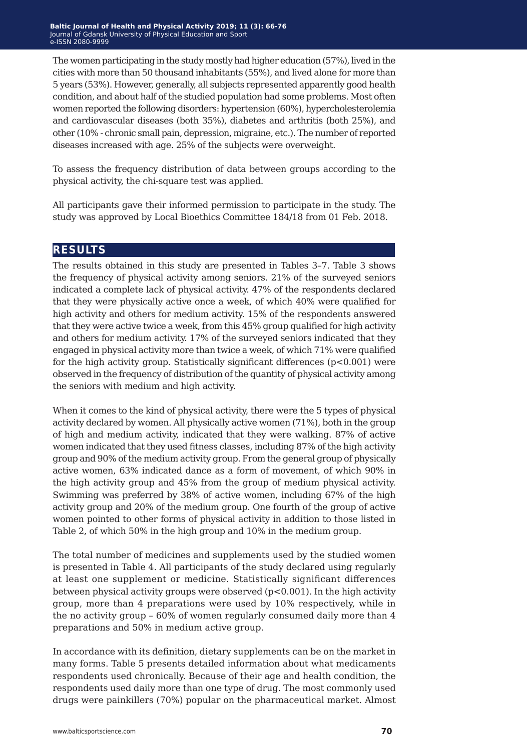The women participating in the study mostly had higher education (57%), lived in the cities with more than 50 thousand inhabitants (55%), and lived alone for more than 5 years (53%). However, generally, all subjects represented apparently good health condition, and about half of the studied population had some problems. Most often women reported the following disorders: hypertension (60%), hypercholesterolemia and cardiovascular diseases (both 35%), diabetes and arthritis (both 25%), and other (10% - chronic small pain, depression, migraine, etc.). The number of reported diseases increased with age. 25% of the subjects were overweight.

To assess the frequency distribution of data between groups according to the physical activity, the chi-square test was applied.

All participants gave their informed permission to participate in the study. The study was approved by Local Bioethics Committee 184/18 from 01 Feb. 2018.

## RESULTS

The results obtained in this study are presented in Tables 3–7. Table 3 shows the frequency of physical activity among seniors. 21% of the surveyed seniors indicated a complete lack of physical activity. 47% of the respondents declared that they were physically active once a week, of which 40% were qualified for high activity and others for medium activity. 15% of the respondents answered that they were active twice a week, from this 45% group qualified for high activity and others for medium activity. 17% of the surveyed seniors indicated that they engaged in physical activity more than twice a week, of which 71% were qualified for the high activity group. Statistically significant differences ($p<0.001$) were observed in the frequency of distribution of the quantity of physical activity among the seniors with medium and high activity.

When it comes to the kind of physical activity, there were the 5 types of physical activity declared by women. All physically active women (71%), both in the group of high and medium activity, indicated that they were walking. 87% of active women indicated that they used fitness classes, including 87% of the high activity group and 90% of the medium activity group. From the general group of physically active women, 63% indicated dance as a form of movement, of which 90% in the high activity group and 45% from the group of medium physical activity. Swimming was preferred by 38% of active women, including 67% of the high activity group and 20% of the medium group. One fourth of the group of active women pointed to other forms of physical activity in addition to those listed in Table 2, of which 50% in the high group and 10% in the medium group.

The total number of medicines and supplements used by the studied women is presented in Table 4. All participants of the study declared using regularly at least one supplement or medicine. Statistically significant differences between physical activity groups were observed ($p<0.001$). In the high activity group, more than 4 preparations were used by 10% respectively, while in the no activity group – 60% of women regularly consumed daily more than 4 preparations and 50% in medium active group.

In accordance with its definition, dietary supplements can be on the market in many forms. Table 5 presents detailed information about what medicaments respondents used chronically. Because of their age and health condition, the respondents used daily more than one type of drug. The most commonly used drugs were painkillers (70%) popular on the pharmaceutical market. Almost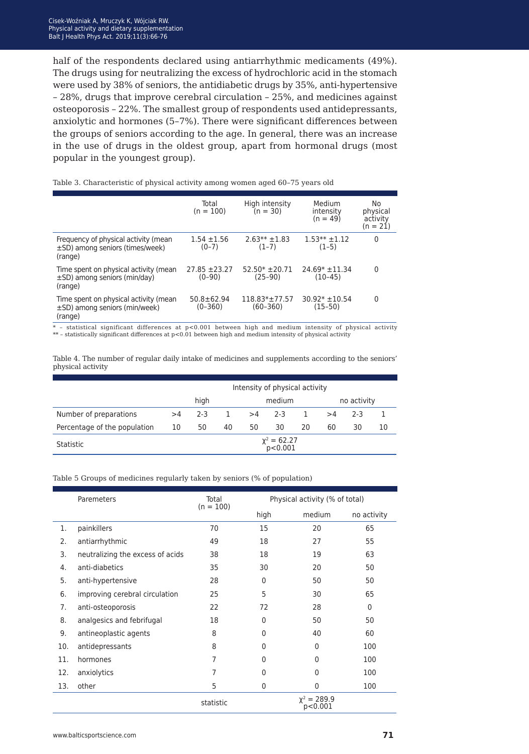half of the respondents declared using antiarrhythmic medicaments (49%). The drugs using for neutralizing the excess of hydrochloric acid in the stomach were used by 38% of seniors, the antidiabetic drugs by 35%, anti-hypertensive – 28%, drugs that improve cerebral circulation – 25%, and medicines against osteoporosis – 22%. The smallest group of respondents used antidepressants, anxiolytic and hormones (5–7%). There were significant differences between the groups of seniors according to the age. In general, there was an increase in the use of drugs in the oldest group, apart from hormonal drugs (most popular in the youngest group).

Table 3. Characteristic of physical activity among women aged 60–75 years old

| | Total (n = 100) | High intensity (n = 30) | Medium intensity (n = 49) | No physical activity (n = 21) |
|---|---|---|---|---|
| Frequency of physical activity (mean ±SD) among seniors (times/week) (range) | 1.54 ±1.56 (0–7) | 2.63** ±1.83 (1–7) | 1.53** ±1.12 (1–5) | 0 |
| Time spent on physical activity (mean ±SD) among seniors (min/day) (range) | 27.85 ±23.27 (0–90) | 52.50* ±20.71 (25–90) | 24.69* ±11.34 (10–45) | 0 |
| Time spent on physical activity (mean ±SD) among seniors (min/week) (range) | 50.8±62.94 (0–360) | 118.83*±77.57 (60–360) | 30.92* ±10.54 (15–50) | 0 |

* – statistical significant differences at p<0.001 between high and medium intensity of physical activity
** – statistically significant differences at p<0.01 between high and medium intensity of physical activity

Table 4. The number of regular daily intake of medicines and supplements according to the seniors' physical activity

| | Intensity of physical activity | | | | | | | | |
|---|---|---|---|---|---|---|---|---|---|
| | high | | | medium | | | no activity | | |
| Number of preparations | >4 | 2-3 | 1 | >4 | 2-3 | 1 | >4 | 2-3 | 1 |
| Percentage of the population | 10 | 50 | 40 | 50 | 30 | 20 | 60 | 30 | 10 |
| Statistic | $\chi^2 = 62.27$ $p<0.001$ | | | | | | | | |

Table 5 Groups of medicines regularly taken by seniors (% of population)

| | Paremeters | Total (n = 100) | Physical activity (% of total) | | |
|---|---|---|---|---|---|
| | | | high | medium | no activity |
| 1. | painkillers | 70 | 15 | 20 | 65 |
| 2. | antiarrhythmic | 49 | 18 | 27 | 55 |
| 3. | neutralizing the excess of acids | 38 | 18 | 19 | 63 |
| 4. | anti-diabetics | 35 | 30 | 20 | 50 |
| 5. | anti-hypertensive | 28 | 0 | 50 | 50 |
| 6. | improving cerebral circulation | 25 | 5 | 30 | 65 |
| 7. | anti-osteoporosis | 22 | 72 | 28 | 0 |
| 8. | analgesics and febrifugal | 18 | 0 | 50 | 50 |
| 9. | antineoplastic agents | 8 | 0 | 40 | 60 |
| 10. | antidepressants | 8 | 0 | 0 | 100 |
| 11. | hormones | 7 | 0 | 0 | 100 |
| 12. | anxiolytics | 7 | 0 | 0 | 100 |
| 13. | other | 5 | 0 | 0 | 100 |
| | | statistic | $\chi^2 = 289.9$ $p<0.001$ | | |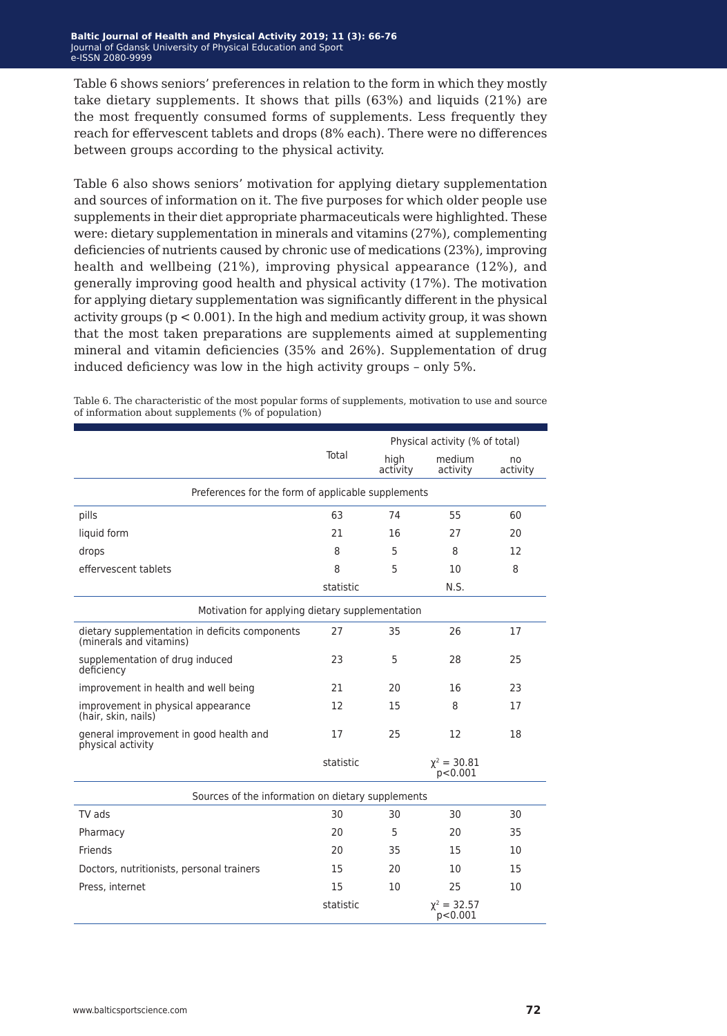Table 6 shows seniors' preferences in relation to the form in which they mostly take dietary supplements. It shows that pills (63%) and liquids (21%) are the most frequently consumed forms of supplements. Less frequently they reach for effervescent tablets and drops (8% each). There were no differences between groups according to the physical activity.

Table 6 also shows seniors' motivation for applying dietary supplementation and sources of information on it. The five purposes for which older people use supplements in their diet appropriate pharmaceuticals were highlighted. These were: dietary supplementation in minerals and vitamins (27%), complementing deficiencies of nutrients caused by chronic use of medications (23%), improving health and wellbeing (21%), improving physical appearance (12%), and generally improving good health and physical activity (17%). The motivation for applying dietary supplementation was significantly different in the physical activity groups ($p < 0.001$). In the high and medium activity group, it was shown that the most taken preparations are supplements aimed at supplementing mineral and vitamin deficiencies (35% and 26%). Supplementation of drug induced deficiency was low in the high activity groups – only 5%.

Table 6. The characteristic of the most popular forms of supplements, motivation to use and source of information about supplements (% of population)

| | Total | Physical activity (% of total) | | |
|---|---|---|---|---|
| | | high activity | medium activity | no activity |
| **Preferences for the form of applicable supplements** | | | | |
| pills | 63 | 74 | 55 | 60 |
| liquid form | 21 | 16 | 27 | 20 |
| drops | 8 | 5 | 8 | 12 |
| effervescent tablets | 8 | 5 | 10 | 8 |
| | statistic | | N.S. | |
| **Motivation for applying dietary supplementation** | | | | |
| dietary supplementation in deficits components (minerals and vitamins) | 27 | 35 | 26 | 17 |
| supplementation of drug induced deficiency | 23 | 5 | 28 | 25 |
| improvement in health and well being | 21 | 20 | 16 | 23 |
| improvement in physical appearance (hair, skin, nails) | 12 | 15 | 8 | 17 |
| general improvement in good health and physical activity | 17 | 25 | 12 | 18 |
| | statistic | | $\chi^2 = 30.81$ $p<0.001$ | |
| **Sources of the information on dietary supplements** | | | | |
| TV ads | 30 | 30 | 30 | 30 |
| Pharmacy | 20 | 5 | 20 | 35 |
| Friends | 20 | 35 | 15 | 10 |
| Doctors, nutritionists, personal trainers | 15 | 20 | 10 | 15 |
| Press, internet | 15 | 10 | 25 | 10 |
| | statistic | | $\chi^2 = 32.57$ $p<0.001$ | |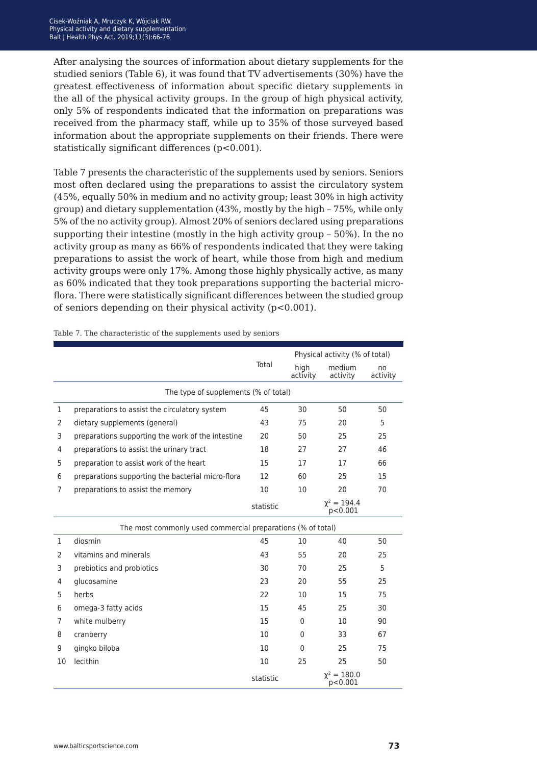After analysing the sources of information about dietary supplements for the studied seniors (Table 6), it was found that TV advertisements (30%) have the greatest effectiveness of information about specific dietary supplements in the all of the physical activity groups. In the group of high physical activity, only 5% of respondents indicated that the information on preparations was received from the pharmacy staff, while up to 35% of those surveyed based information about the appropriate supplements on their friends. There were statistically significant differences ($p<0.001$).

Table 7 presents the characteristic of the supplements used by seniors. Seniors most often declared using the preparations to assist the circulatory system (45%, equally 50% in medium and no activity group; least 30% in high activity group) and dietary supplementation (43%, mostly by the high – 75%, while only 5% of the no activity group). Almost 20% of seniors declared using preparations supporting their intestine (mostly in the high activity group – 50%). In the no activity group as many as 66% of respondents indicated that they were taking preparations to assist the work of heart, while those from high and medium activity groups were only 17%. Among those highly physically active, as many as 60% indicated that they took preparations supporting the bacterial micro-flora. There were statistically significant differences between the studied group of seniors depending on their physical activity ($p<0.001$).

Table 7. The characteristic of the supplements used by seniors

| | | Total | Physical activity (% of total) | | |
|---|---|---|---|---|---|
| | | | high activity | medium activity | no activity |
| | **The type of supplements (% of total)** | | | | |
| 1 | preparations to assist the circulatory system | 45 | 30 | 50 | 50 |
| 2 | dietary supplements (general) | 43 | 75 | 20 | 5 |
| 3 | preparations supporting the work of the intestine | 20 | 50 | 25 | 25 |
| 4 | preparations to assist the urinary tract | 18 | 27 | 27 | 46 |
| 5 | preparation to assist work of the heart | 15 | 17 | 17 | 66 |
| 6 | preparations supporting the bacterial micro-flora | 12 | 60 | 25 | 15 |
| 7 | preparations to assist the memory | 10 | 10 | 20 | 70 |
| | | statistic | | $\chi^2 = 194.4$ $p<0.001$ | |
| | **The most commonly used commercial preparations (% of total)** | | | | |
| 1 | diosmin | 45 | 10 | 40 | 50 |
| 2 | vitamins and minerals | 43 | 55 | 20 | 25 |
| 3 | prebiotics and probiotics | 30 | 70 | 25 | 5 |
| 4 | glucosamine | 23 | 20 | 55 | 25 |
| 5 | herbs | 22 | 10 | 15 | 75 |
| 6 | omega-3 fatty acids | 15 | 45 | 25 | 30 |
| 7 | white mulberry | 15 | 0 | 10 | 90 |
| 8 | cranberry | 10 | 0 | 33 | 67 |
| 9 | gingko biloba | 10 | 0 | 25 | 75 |
| 10 | lecithin | 10 | 25 | 25 | 50 |
| | | statistic | | $\chi^2 = 180.0$ $p<0.001$ | |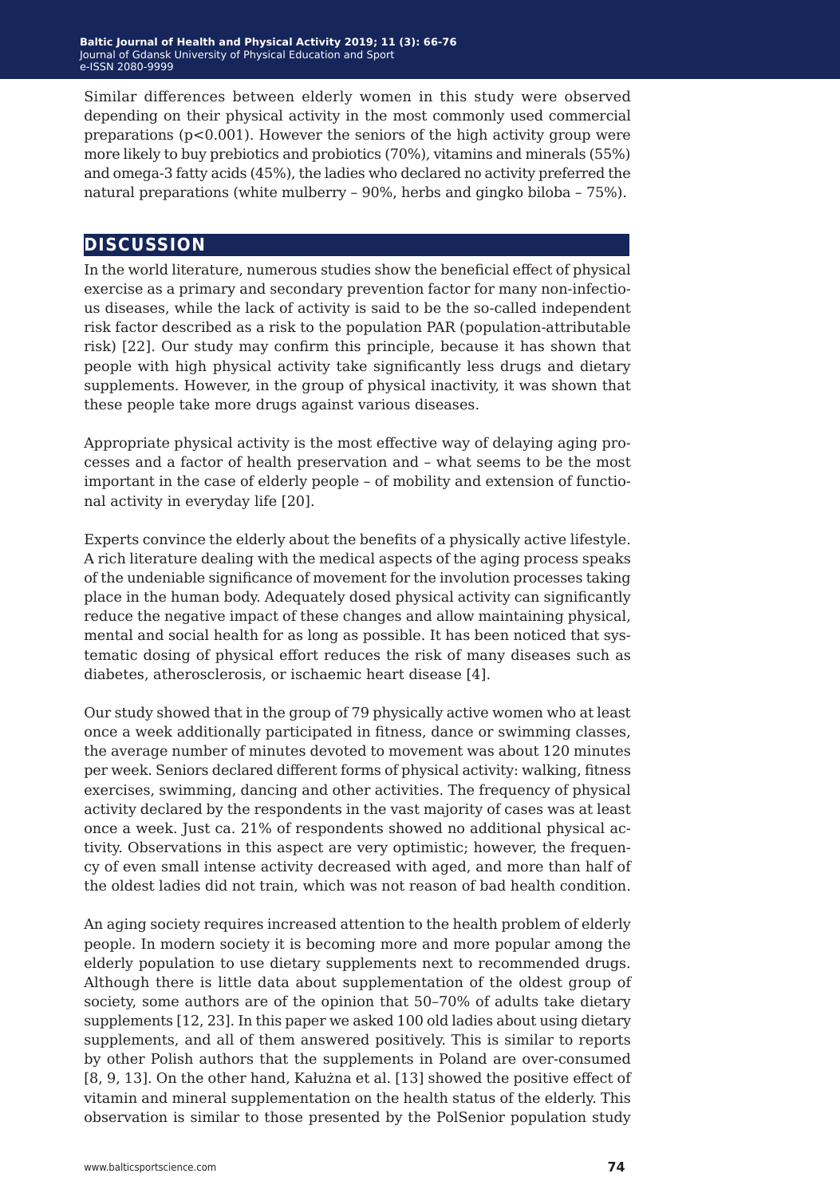Similar differences between elderly women in this study were observed depending on their physical activity in the most commonly used commercial preparations ($p<0.001$). However the seniors of the high activity group were more likely to buy prebiotics and probiotics (70%), vitamins and minerals (55%) and omega-3 fatty acids (45%), the ladies who declared no activity preferred the natural preparations (white mulberry – 90%, herbs and gingko biloba – 75%).

## DISCUSSION

In the world literature, numerous studies show the beneficial effect of physical exercise as a primary and secondary prevention factor for many non-infectious diseases, while the lack of activity is said to be the so-called independent risk factor described as a risk to the population PAR (population-attributable risk) [22]. Our study may confirm this principle, because it has shown that people with high physical activity take significantly less drugs and dietary supplements. However, in the group of physical inactivity, it was shown that these people take more drugs against various diseases.

Appropriate physical activity is the most effective way of delaying aging processes and a factor of health preservation and – what seems to be the most important in the case of elderly people – of mobility and extension of functional activity in everyday life [20].

Experts convince the elderly about the benefits of a physically active lifestyle. A rich literature dealing with the medical aspects of the aging process speaks of the undeniable significance of movement for the involution processes taking place in the human body. Adequately dosed physical activity can significantly reduce the negative impact of these changes and allow maintaining physical, mental and social health for as long as possible. It has been noticed that systematic dosing of physical effort reduces the risk of many diseases such as diabetes, atherosclerosis, or ischaemic heart disease [4].

Our study showed that in the group of 79 physically active women who at least once a week additionally participated in fitness, dance or swimming classes, the average number of minutes devoted to movement was about 120 minutes per week. Seniors declared different forms of physical activity: walking, fitness exercises, swimming, dancing and other activities. The frequency of physical activity declared by the respondents in the vast majority of cases was at least once a week. Just ca. 21% of respondents showed no additional physical activity. Observations in this aspect are very optimistic; however, the frequency of even small intense activity decreased with aged, and more than half of the oldest ladies did not train, which was not reason of bad health condition.

An aging society requires increased attention to the health problem of elderly people. In modern society it is becoming more and more popular among the elderly population to use dietary supplements next to recommended drugs. Although there is little data about supplementation of the oldest group of society, some authors are of the opinion that 50–70% of adults take dietary supplements [12, 23]. In this paper we asked 100 old ladies about using dietary supplements, and all of them answered positively. This is similar to reports by other Polish authors that the supplements in Poland are over-consumed [8, 9, 13]. On the other hand, Kałużna et al. [13] showed the positive effect of vitamin and mineral supplementation on the health status of the elderly. This observation is similar to those presented by the PolSenior population study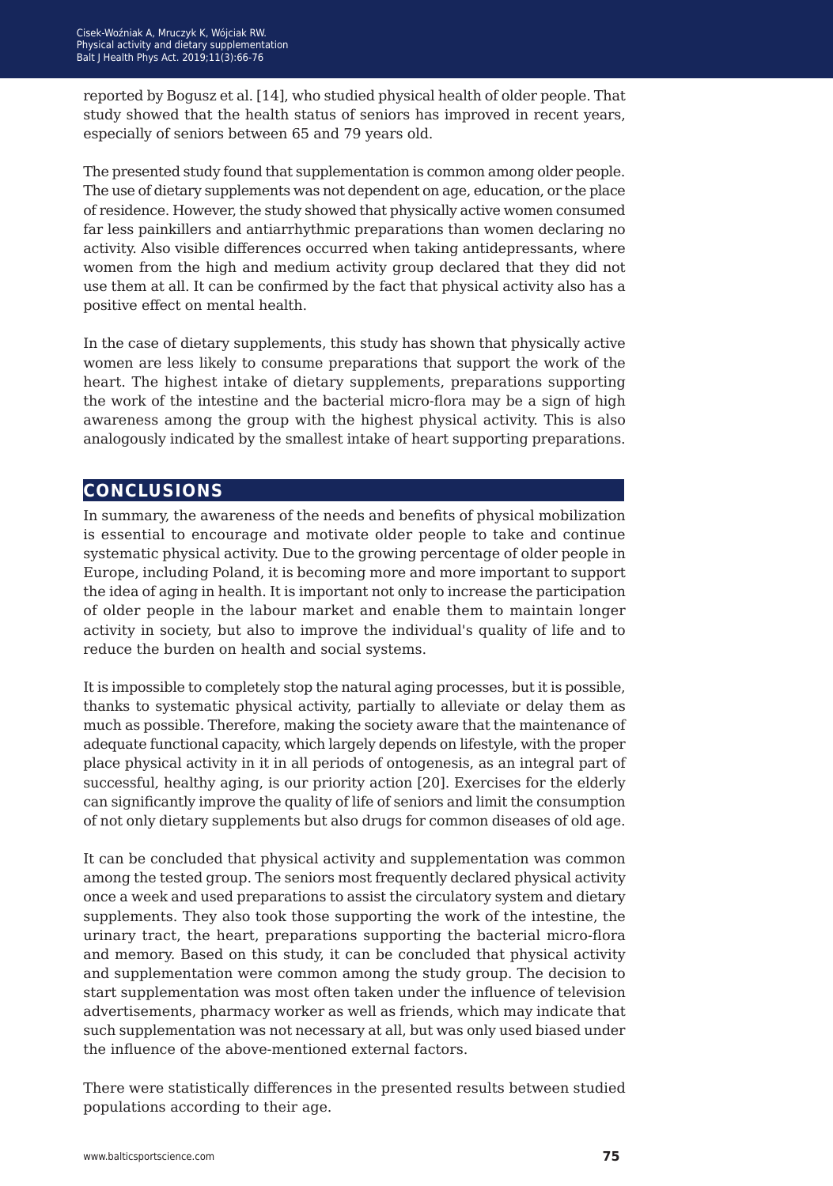reported by Bogusz et al. [14], who studied physical health of older people. That study showed that the health status of seniors has improved in recent years, especially of seniors between 65 and 79 years old.

The presented study found that supplementation is common among older people. The use of dietary supplements was not dependent on age, education, or the place of residence. However, the study showed that physically active women consumed far less painkillers and antiarrhythmic preparations than women declaring no activity. Also visible differences occurred when taking antidepressants, where women from the high and medium activity group declared that they did not use them at all. It can be confirmed by the fact that physical activity also has a positive effect on mental health.

In the case of dietary supplements, this study has shown that physically active women are less likely to consume preparations that support the work of the heart. The highest intake of dietary supplements, preparations supporting the work of the intestine and the bacterial micro-flora may be a sign of high awareness among the group with the highest physical activity. This is also analogously indicated by the smallest intake of heart supporting preparations.

## CONCLUSIONS

In summary, the awareness of the needs and benefits of physical mobilization is essential to encourage and motivate older people to take and continue systematic physical activity. Due to the growing percentage of older people in Europe, including Poland, it is becoming more and more important to support the idea of aging in health. It is important not only to increase the participation of older people in the labour market and enable them to maintain longer activity in society, but also to improve the individual's quality of life and to reduce the burden on health and social systems.

It is impossible to completely stop the natural aging processes, but it is possible, thanks to systematic physical activity, partially to alleviate or delay them as much as possible. Therefore, making the society aware that the maintenance of adequate functional capacity, which largely depends on lifestyle, with the proper place physical activity in it in all periods of ontogenesis, as an integral part of successful, healthy aging, is our priority action [20]. Exercises for the elderly can significantly improve the quality of life of seniors and limit the consumption of not only dietary supplements but also drugs for common diseases of old age.

It can be concluded that physical activity and supplementation was common among the tested group. The seniors most frequently declared physical activity once a week and used preparations to assist the circulatory system and dietary supplements. They also took those supporting the work of the intestine, the urinary tract, the heart, preparations supporting the bacterial micro-flora and memory. Based on this study, it can be concluded that physical activity and supplementation were common among the study group. The decision to start supplementation was most often taken under the influence of television advertisements, pharmacy worker as well as friends, which may indicate that such supplementation was not necessary at all, but was only used biased under the influence of the above-mentioned external factors.

There were statistically differences in the presented results between studied populations according to their age.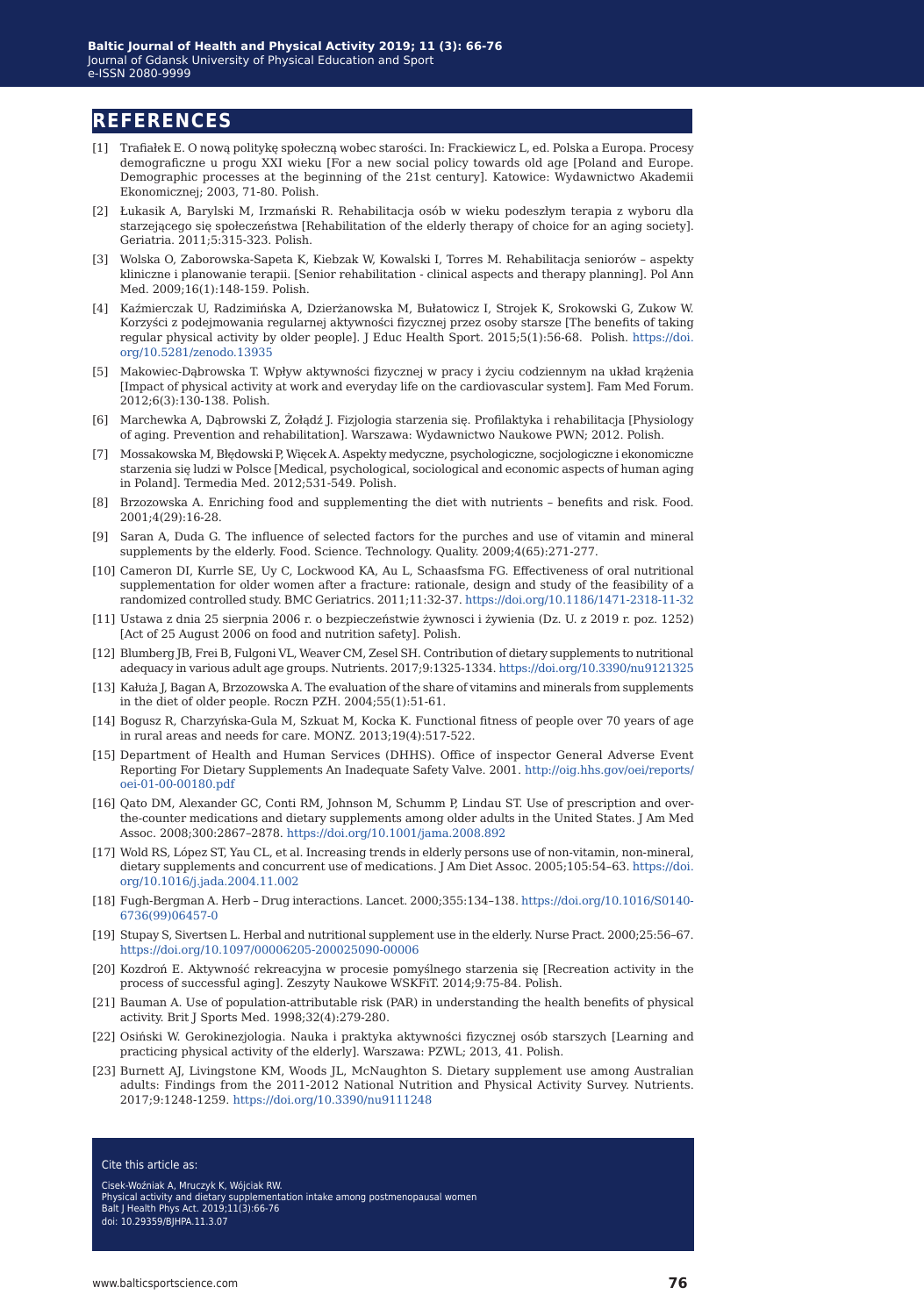## REFERENCES

[1] Trafiałek E. O nową politykę społeczną wobec starości. In: Frackiewicz L, ed. Polska a Europa. Procesy demograficzne u progu XXI wieku [For a new social policy towards old age [Poland and Europe. Demographic processes at the beginning of the 21st century]. Katowice: Wydawnictwo Akademii Ekonomicznej; 2003, 71-80. Polish.

[2] Łukasik A, Barylski M, Irzmański R. Rehabilitacja osób w wieku podeszłym terapia z wyboru dla starzejącego się społeczeństwa [Rehabilitation of the elderly therapy of choice for an aging society]. Geriatria. 2011;5:315-323. Polish.

[3] Wolska O, Zaborowska-Sapeta K, Kiebzak W, Kowalski I, Torres M. Rehabilitacja seniorów – aspekty kliniczne i planowanie terapii. [Senior rehabilitation - clinical aspects and therapy planning]. Pol Ann Med. 2009;16(1):148-159. Polish.

[4] Kaźmierczak U, Radzimińska A, Dzierżanowska M, Bułatowicz I, Strojek K, Srokowski G, Zukow W. Korzyści z podejmowania regularnej aktywności fizycznej przez osoby starsze [The benefits of taking regular physical activity by older people]. J Educ Health Sport. 2015;5(1):56-68. Polish. https://doi.org/10.5281/zenodo.13935

[5] Makowiec-Dąbrowska T. Wpływ aktywności fizycznej w pracy i życiu codziennym na układ krążenia [Impact of physical activity at work and everyday life on the cardiovascular system]. Fam Med Forum. 2012;6(3):130-138. Polish.

[6] Marchewka A, Dąbrowski Z, Żołądź J. Fizjologia starzenia się. Profilaktyka i rehabilitacja [Physiology of aging. Prevention and rehabilitation]. Warszawa: Wydawnictwo Naukowe PWN; 2012. Polish.

[7] Mossakowska M, Błędowski P, Więcek A. Aspekty medyczne, psychologiczne, socjologiczne i ekonomiczne starzenia się ludzi w Polsce [Medical, psychological, sociological and economic aspects of human aging in Poland]. Termedia Med. 2012;531-549. Polish.

[8] Brzozowska A. Enriching food and supplementing the diet with nutrients – benefits and risk. Food. 2001;4(29):16-28.

[9] Saran A, Duda G. The influence of selected factors for the purches and use of vitamin and mineral supplements by the elderly. Food. Science. Technology. Quality. 2009;4(65):271-277.

[10] Cameron DI, Kurrle SE, Uy C, Lockwood KA, Au L, Schaasfsma FG. Effectiveness of oral nutritional supplementation for older women after a fracture: rationale, design and study of the feasibility of a randomized controlled study. BMC Geriatrics. 2011;11:32-37. https://doi.org/10.1186/1471-2318-11-32

[11] Ustawa z dnia 25 sierpnia 2006 r. o bezpieczeństwie żywnosci i żywienia (Dz. U. z 2019 r. poz. 1252) [Act of 25 August 2006 on food and nutrition safety]. Polish.

[12] Blumberg JB, Frei B, Fulgoni VL, Weaver CM, Zesel SH. Contribution of dietary supplements to nutritional adequacy in various adult age groups. Nutrients. 2017;9:1325-1334. https://doi.org/10.3390/nu9121325

[13] Kałuża J, Bagan A, Brzozowska A. The evaluation of the share of vitamins and minerals from supplements in the diet of older people. Roczn PZH. 2004;55(1):51-61.

[14] Bogusz R, Charzyńska-Gula M, Szkuat M, Kocka K. Functional fitness of people over 70 years of age in rural areas and needs for care. MONZ. 2013;19(4):517-522.

[15] Department of Health and Human Services (DHHS). Office of inspector General Adverse Event Reporting For Dietary Supplements An Inadequate Safety Valve. 2001. http://oig.hhs.gov/oei/reports/oei-01-00-00180.pdf

[16] Qato DM, Alexander GC, Conti RM, Johnson M, Schumm P, Lindau ST. Use of prescription and over-the-counter medications and dietary supplements among older adults in the United States. J Am Med Assoc. 2008;300:2867–2878. https://doi.org/10.1001/jama.2008.892

[17] Wold RS, López ST, Yau CL, et al. Increasing trends in elderly persons use of non-vitamin, non-mineral, dietary supplements and concurrent use of medications. J Am Diet Assoc. 2005;105:54–63. https://doi.org/10.1016/j.jada.2004.11.002

[18] Fugh-Bergman A. Herb – Drug interactions. Lancet. 2000;355:134–138. https://doi.org/10.1016/S0140-6736(99)06457-0

[19] Stupay S, Sivertsen L. Herbal and nutritional supplement use in the elderly. Nurse Pract. 2000;25:56–67. https://doi.org/10.1097/00006205-200025090-00006

[20] Kozdroń E. Aktywność rekreacyjna w procesie pomyślnego starzenia się [Recreation activity in the process of successful aging]. Zeszyty Naukowe WSKFiT. 2014;9:75-84. Polish.

[21] Bauman A. Use of population-attributable risk (PAR) in understanding the health benefits of physical activity. Brit J Sports Med. 1998;32(4):279-280.

[22] Osiński W. Gerokinezjologia. Nauka i praktyka aktywności fizycznej osób starszych [Learning and practicing physical activity of the elderly]. Warszawa: PZWL; 2013, 41. Polish.

[23] Burnett AJ, Livingstone KM, Woods JL, McNaughton S. Dietary supplement use among Australian adults: Findings from the 2011-2012 National Nutrition and Physical Activity Survey. Nutrients. 2017;9:1248-1259. https://doi.org/10.3390/nu9111248

Cite this article as:

Cisek-Woźniak A, Mruczyk K, Wójciak RW.
Physical activity and dietary supplementation intake among postmenopausal women
Balt J Health Phys Act. 2019;11(3):66-76
doi: 10.29359/BJHPA.11.3.07